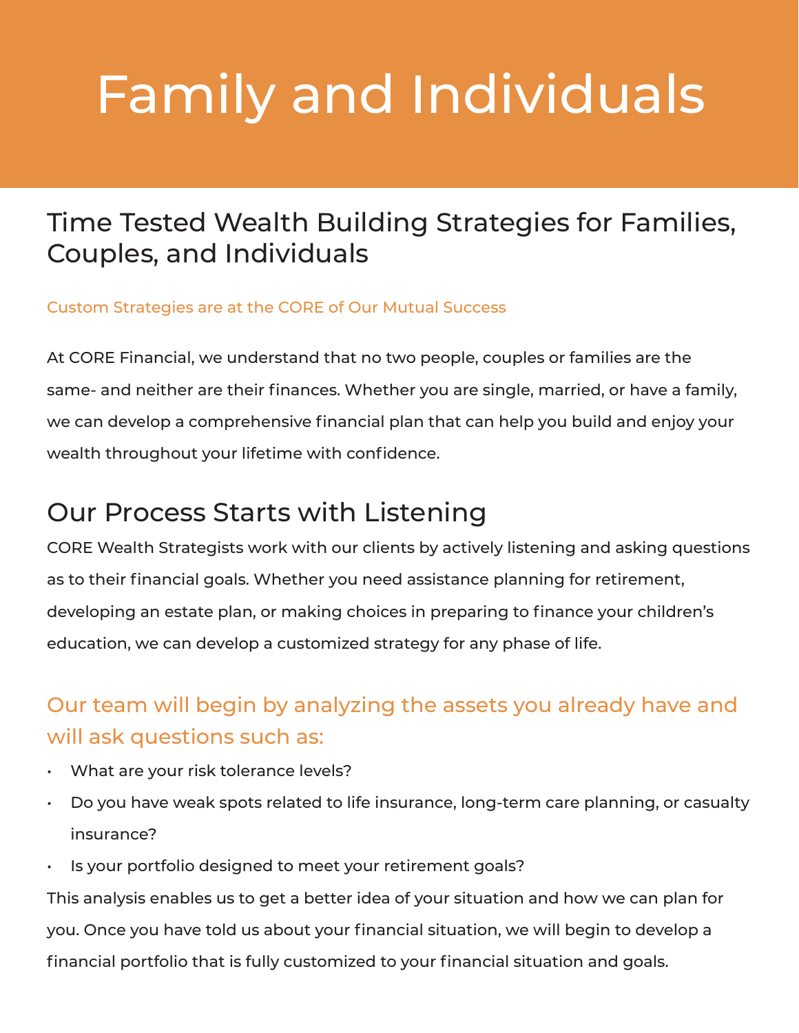# Family and Individuals

## Time Tested Wealth Building Strategies for Families, Couples, and Individuals

Custom Strategies are at the CORE of Our Mutual Success

At CORE Financial, we understand that no two people, couples or families are the same- and neither are their finances. Whether you are single, married, or have a family, we can develop a comprehensive financial plan that can help you build and enjoy your wealth throughout your lifetime with confidence.

## Our Process Starts with Listening

CORE Wealth Strategists work with our clients by actively listening and asking questions as to their financial goals. Whether you need assistance planning for retirement, developing an estate plan, or making choices in preparing to finance your children's education, we can develop a customized strategy for any phase of life.

### Our team will begin by analyzing the assets you already have and will ask questions such as:

- What are your risk tolerance levels?
- Do you have weak spots related to life insurance, long-term care planning, or casualty insurance?
- Is your portfolio designed to meet your retirement goals?

This analysis enables us to get a better idea of your situation and how we can plan for you. Once you have told us about your financial situation, we will begin to develop a financial portfolio that is fully customized to your financial situation and goals.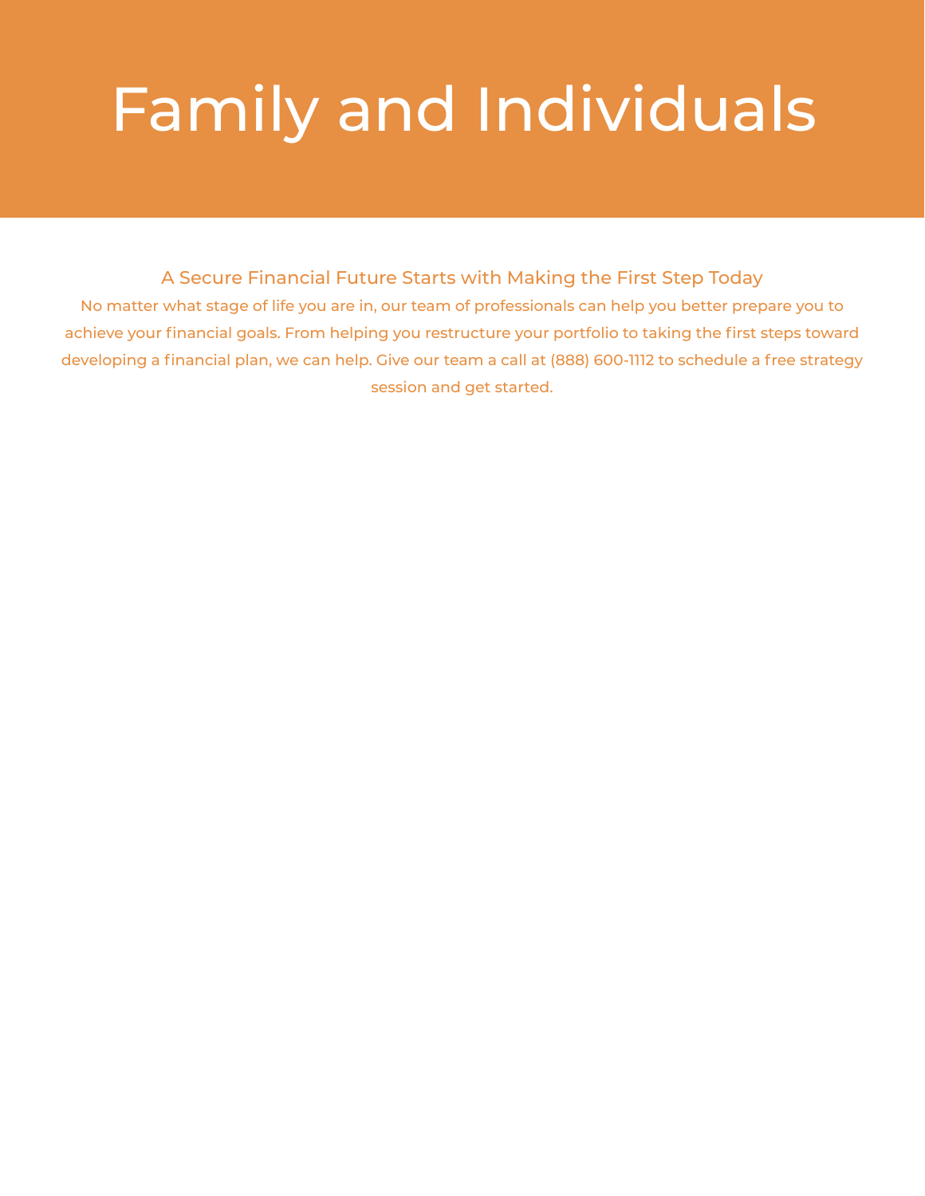# Family and Individuals

## A Secure Financial Future Starts with Making the First Step Today

No matter what stage of life you are in, our team of professionals can help you better prepare you to achieve your financial goals. From helping you restructure your portfolio to taking the first steps toward developing a financial plan, we can help. Give our team a call at (888) 600-1112 to schedule a free strategy session and get started.